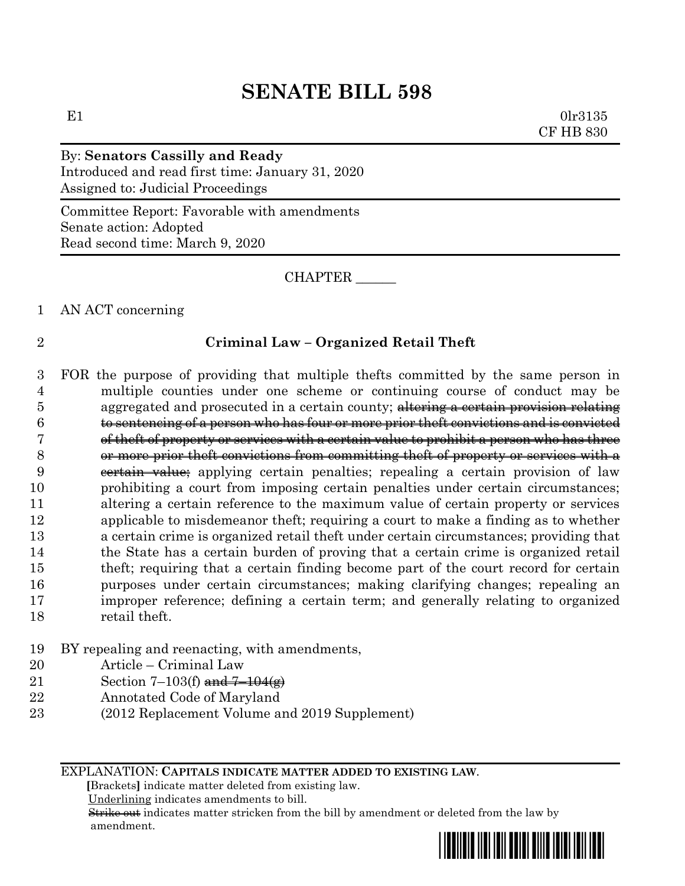# SENATE BILL 598

E1 0lr3135
CF HB 830

By: **Senators Cassilly and Ready**
Introduced and read first time: January 31, 2020
Assigned to: Judicial Proceedings

Committee Report: Favorable with amendments
Senate action: Adopted
Read second time: March 9, 2020

CHAPTER ______

AN ACT concerning

## Criminal Law – Organized Retail Theft

FOR the purpose of providing that multiple thefts committed by the same person in multiple counties under one scheme or continuing course of conduct may be aggregated and prosecuted in a certain county; ~~altering a certain provision relating to sentencing of a person who has four or more prior theft convictions and is convicted of theft of property or services with a certain value to prohibit a person who has three or more prior theft convictions from committing theft of property or services with a certain value;~~ applying certain penalties; repealing a certain provision of law prohibiting a court from imposing certain penalties under certain circumstances; altering a certain reference to the maximum value of certain property or services applicable to misdemeanor theft; requiring a court to make a finding as to whether a certain crime is organized retail theft under certain circumstances; providing that the State has a certain burden of proving that a certain crime is organized retail theft; requiring that a certain finding become part of the court record for certain purposes under certain circumstances; making clarifying changes; repealing an improper reference; defining a certain term; and generally relating to organized retail theft.

BY repealing and reenacting, with amendments,
Article – Criminal Law
Section 7–103(f) ~~and 7–104(g)~~
Annotated Code of Maryland
(2012 Replacement Volume and 2019 Supplement)

EXPLANATION: **CAPITALS INDICATE MATTER ADDED TO EXISTING LAW.**
**[**Brackets**]** indicate matter deleted from existing law.
Underlining indicates amendments to bill.
~~Strike out~~ indicates matter stricken from the bill by amendment or deleted from the law by amendment.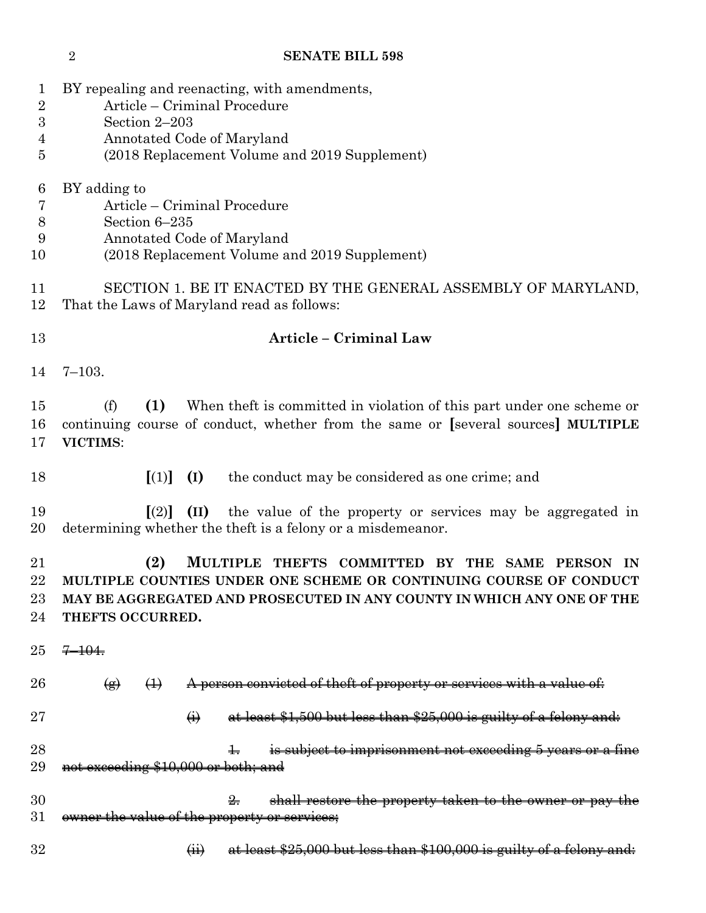BY repealing and reenacting, with amendments,
Article – Criminal Procedure
Section 2–203
Annotated Code of Maryland
(2018 Replacement Volume and 2019 Supplement)

BY adding to
Article – Criminal Procedure
Section 6–235
Annotated Code of Maryland
(2018 Replacement Volume and 2019 Supplement)

SECTION 1. BE IT ENACTED BY THE GENERAL ASSEMBLY OF MARYLAND, That the Laws of Maryland read as follows:

**Article – Criminal Law**

7–103.

(f) **(1)** When theft is committed in violation of this part under one scheme or continuing course of conduct, whether from the same or **[**several sources**]** **MULTIPLE VICTIMS**:

**[**(1)**]** **(I)** the conduct may be considered as one crime; and

**[**(2)**]** **(II)** the value of the property or services may be aggregated in determining whether the theft is a felony or a misdemeanor.

**(2) MULTIPLE THEFTS COMMITTED BY THE SAME PERSON IN MULTIPLE COUNTIES UNDER ONE SCHEME OR CONTINUING COURSE OF CONDUCT MAY BE AGGREGATED AND PROSECUTED IN ANY COUNTY IN WHICH ANY ONE OF THE THEFTS OCCURRED.**

~~7–104.~~

~~(g) (1) A person convicted of theft of property or services with a value of:~~

~~(i) at least $1,500 but less than $25,000 is guilty of a felony and:~~

~~1. is subject to imprisonment not exceeding 5 years or a fine not exceeding $10,000 or both; and~~

~~2. shall restore the property taken to the owner or pay the owner the value of the property or services;~~

~~(ii) at least $25,000 but less than $100,000 is guilty of a felony and:~~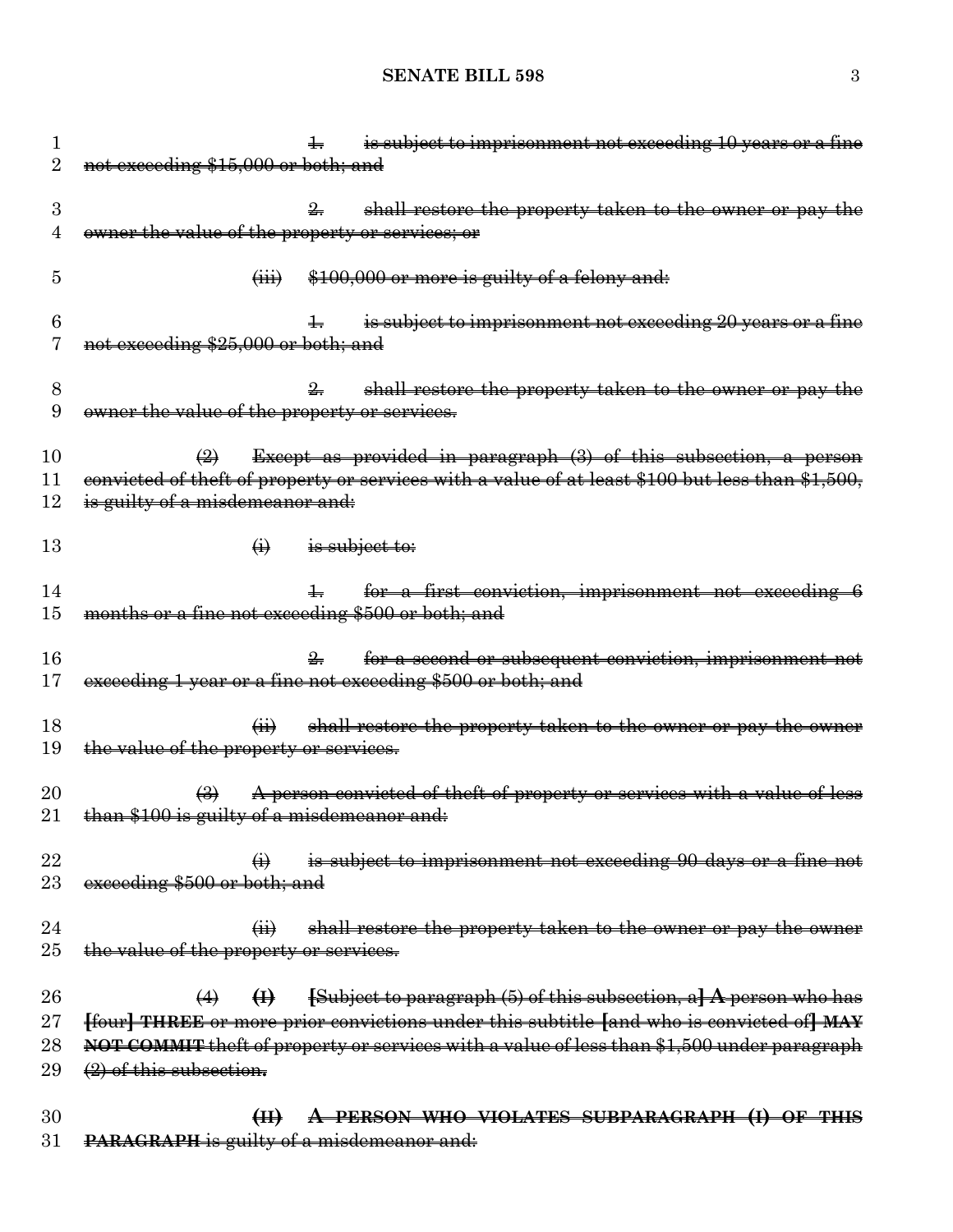1. is subject to imprisonment not exceeding 10 years or a fine not exceeding $15,000 or both; and

2. shall restore the property taken to the owner or pay the owner the value of the property or services; or

(iii) $100,000 or more is guilty of a felony and:

1. is subject to imprisonment not exceeding 20 years or a fine not exceeding $25,000 or both; and

2. shall restore the property taken to the owner or pay the owner the value of the property or services.

(2) Except as provided in paragraph (3) of this subsection, a person convicted of theft of property or services with a value of at least $100 but less than $1,500, is guilty of a misdemeanor and:

(i) is subject to:

1. for a first conviction, imprisonment not exceeding 6 months or a fine not exceeding $500 or both; and

2. for a second or subsequent conviction, imprisonment not exceeding 1 year or a fine not exceeding $500 or both; and

(ii) shall restore the property taken to the owner or pay the owner the value of the property or services.

(3) A person convicted of theft of property or services with a value of less than $100 is guilty of a misdemeanor and:

(i) is subject to imprisonment not exceeding 90 days or a fine not exceeding $500 or both; and

(ii) shall restore the property taken to the owner or pay the owner the value of the property or services.

(4) **(I)** [Subject to paragraph (5) of this subsection, a] **A** person who has [four] **THREE** or more prior convictions under this subtitle [and who is convicted of] **MAY NOT COMMIT** theft of property or services with a value of less than $1,500 under paragraph (2) of this subsection.

**(II) A PERSON WHO VIOLATES SUBPARAGRAPH (I) OF THIS PARAGRAPH** is guilty of a misdemeanor and: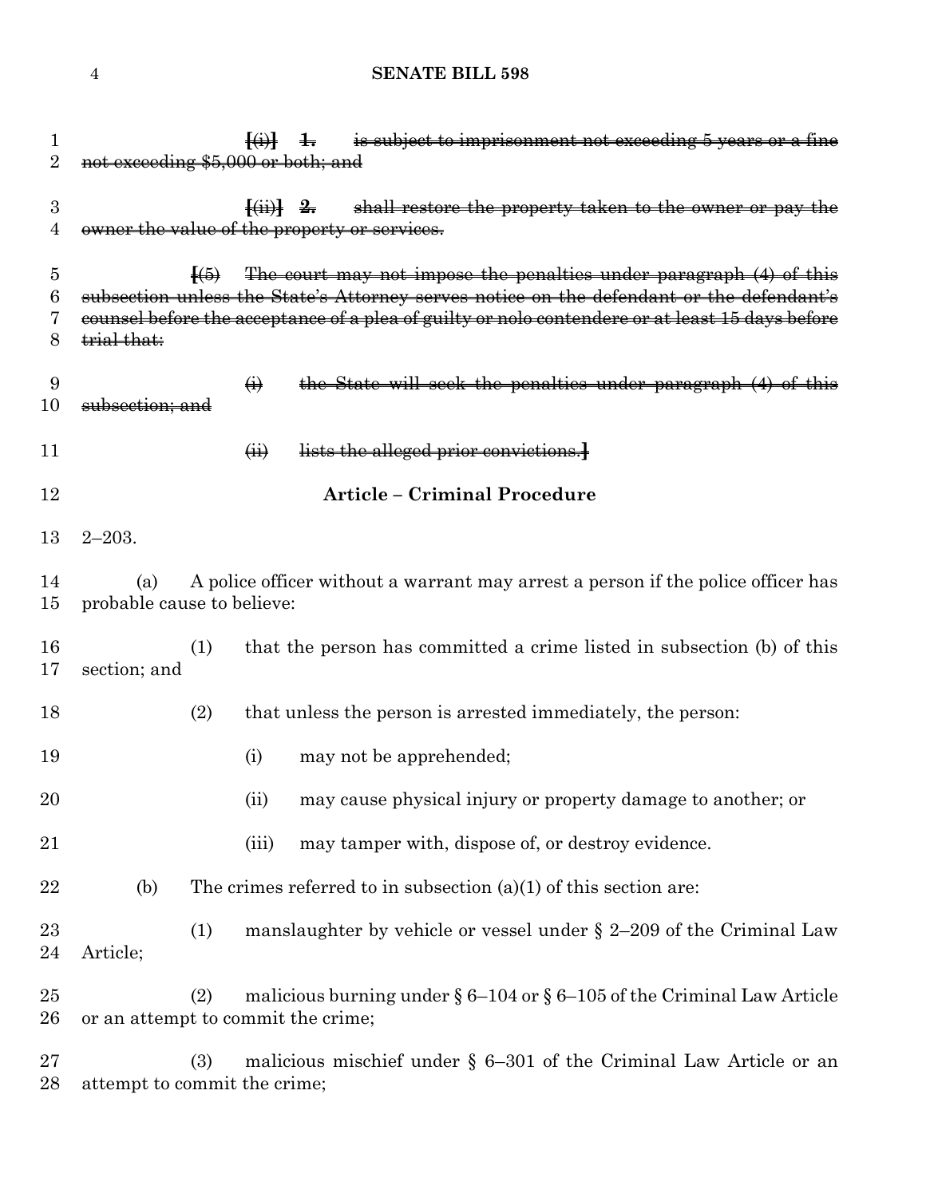~~[(i)] 1. is subject to imprisonment not exceeding 5 years or a fine not exceeding $5,000 or both; and~~

~~[(ii)] 2. shall restore the property taken to the owner or pay the owner the value of the property or services.~~

~~[(5) The court may not impose the penalties under paragraph (4) of this subsection unless the State's Attorney serves notice on the defendant or the defendant's counsel before the acceptance of a plea of guilty or nolo contendere or at least 15 days before trial that:~~

~~(i) the State will seek the penalties under paragraph (4) of this subsection; and~~

~~(ii) lists the alleged prior convictions.]~~

## Article – Criminal Procedure

2–203.

(a) A police officer without a warrant may arrest a person if the police officer has probable cause to believe:

(1) that the person has committed a crime listed in subsection (b) of this section; and

(2) that unless the person is arrested immediately, the person:

(i) may not be apprehended;

(ii) may cause physical injury or property damage to another; or

(iii) may tamper with, dispose of, or destroy evidence.

(b) The crimes referred to in subsection (a)(1) of this section are:

(1) manslaughter by vehicle or vessel under § 2–209 of the Criminal Law Article;

(2) malicious burning under § 6–104 or § 6–105 of the Criminal Law Article or an attempt to commit the crime;

(3) malicious mischief under § 6–301 of the Criminal Law Article or an attempt to commit the crime;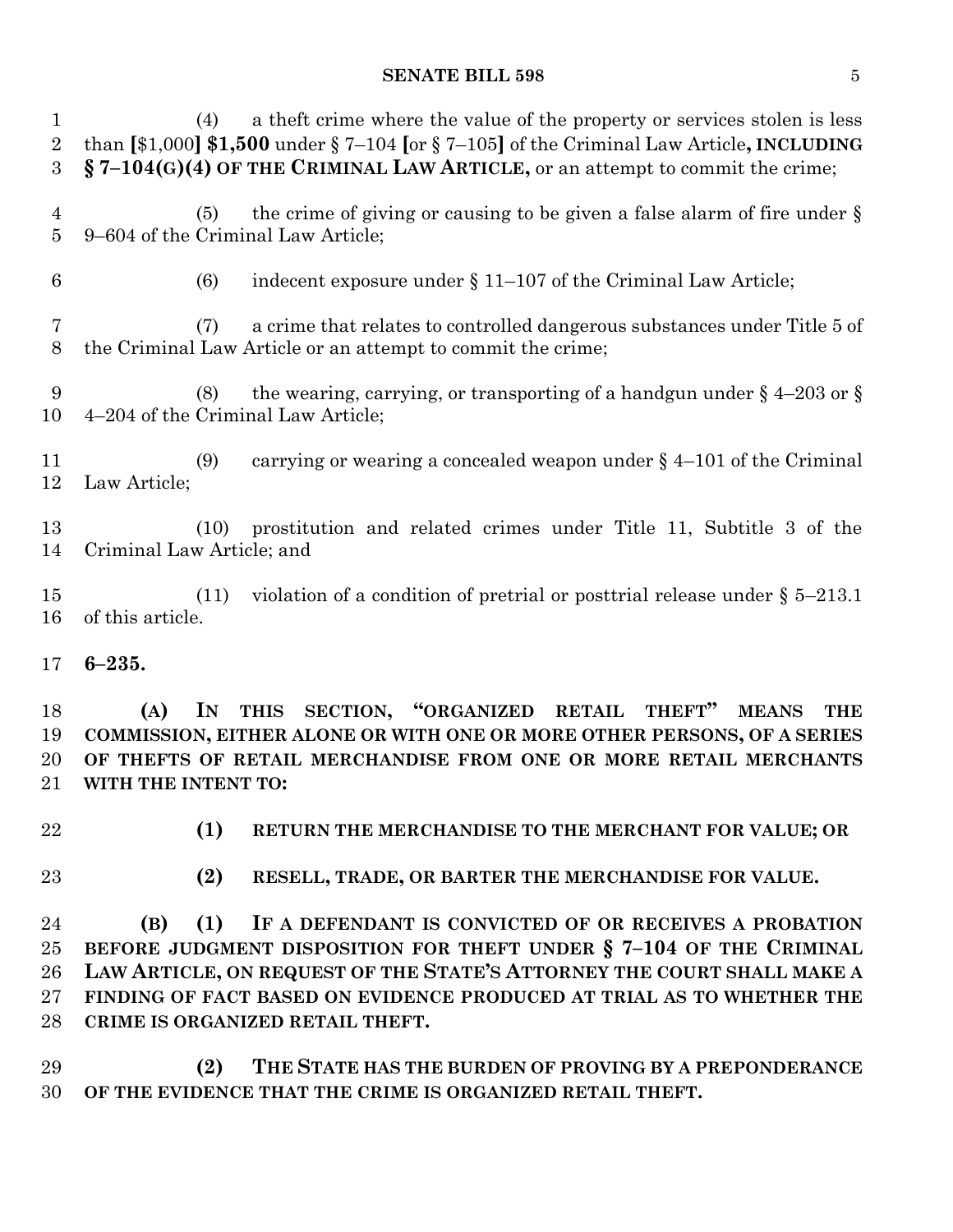(4) a theft crime where the value of the property or services stolen is less than [$1,000] **$1,500** under § 7–104 [or § 7–105] of the Criminal Law Article**, INCLUDING § 7–104(G)(4) OF THE CRIMINAL LAW ARTICLE,** or an attempt to commit the crime;

(5) the crime of giving or causing to be given a false alarm of fire under § 9–604 of the Criminal Law Article;

(6) indecent exposure under § 11–107 of the Criminal Law Article;

(7) a crime that relates to controlled dangerous substances under Title 5 of the Criminal Law Article or an attempt to commit the crime;

(8) the wearing, carrying, or transporting of a handgun under § 4–203 or § 4–204 of the Criminal Law Article;

(9) carrying or wearing a concealed weapon under § 4–101 of the Criminal Law Article;

(10) prostitution and related crimes under Title 11, Subtitle 3 of the Criminal Law Article; and

(11) violation of a condition of pretrial or posttrial release under § 5–213.1 of this article.

**6–235.**

**(A) IN THIS SECTION, "ORGANIZED RETAIL THEFT" MEANS THE COMMISSION, EITHER ALONE OR WITH ONE OR MORE OTHER PERSONS, OF A SERIES OF THEFTS OF RETAIL MERCHANDISE FROM ONE OR MORE RETAIL MERCHANTS WITH THE INTENT TO:**

**(1) RETURN THE MERCHANDISE TO THE MERCHANT FOR VALUE; OR**

**(2) RESELL, TRADE, OR BARTER THE MERCHANDISE FOR VALUE.**

**(B) (1) IF A DEFENDANT IS CONVICTED OF OR RECEIVES A PROBATION BEFORE JUDGMENT DISPOSITION FOR THEFT UNDER § 7–104 OF THE CRIMINAL LAW ARTICLE, ON REQUEST OF THE STATE'S ATTORNEY THE COURT SHALL MAKE A FINDING OF FACT BASED ON EVIDENCE PRODUCED AT TRIAL AS TO WHETHER THE CRIME IS ORGANIZED RETAIL THEFT.**

**(2) THE STATE HAS THE BURDEN OF PROVING BY A PREPONDERANCE OF THE EVIDENCE THAT THE CRIME IS ORGANIZED RETAIL THEFT.**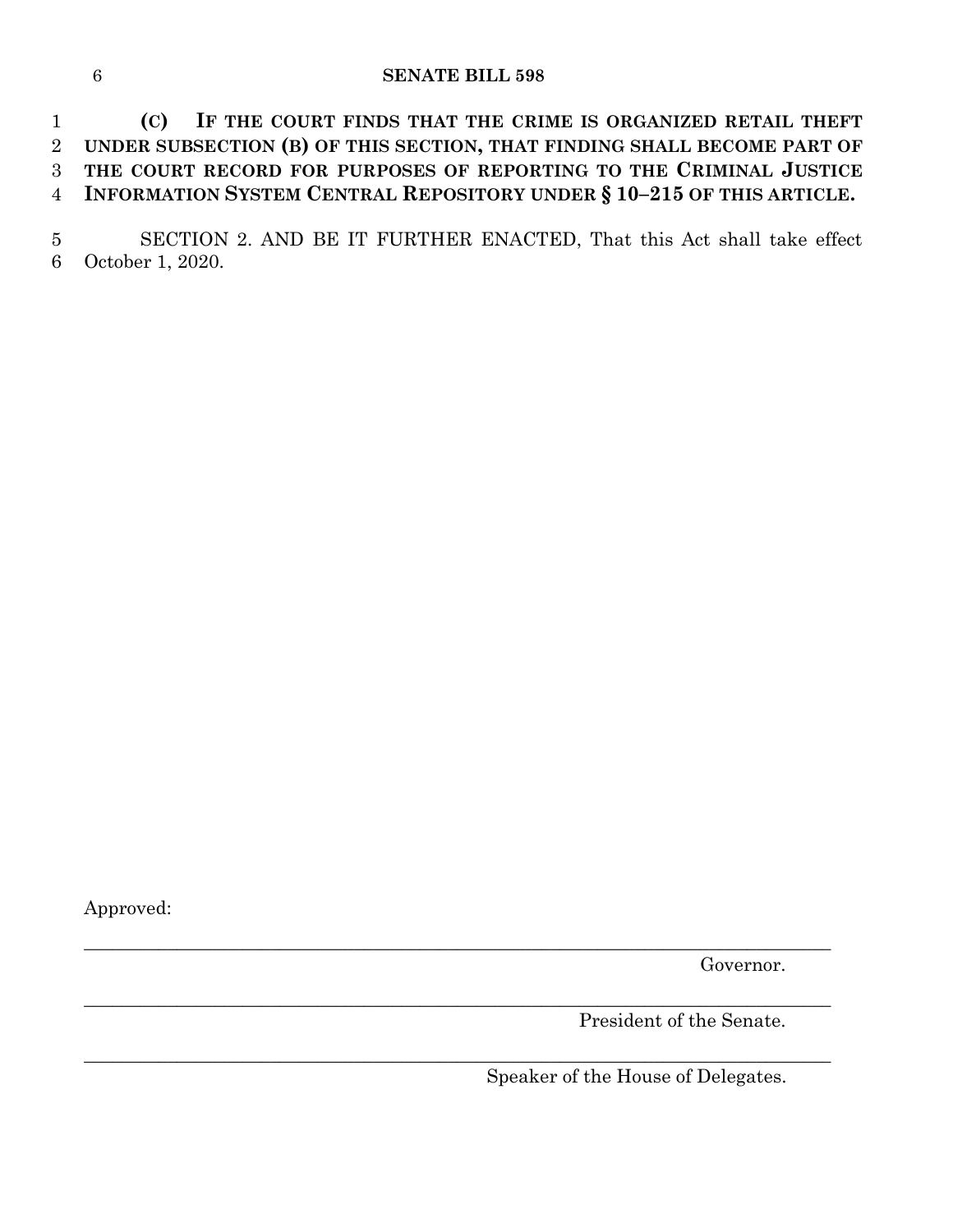**(C) IF THE COURT FINDS THAT THE CRIME IS ORGANIZED RETAIL THEFT UNDER SUBSECTION (B) OF THIS SECTION, THAT FINDING SHALL BECOME PART OF THE COURT RECORD FOR PURPOSES OF REPORTING TO THE CRIMINAL JUSTICE INFORMATION SYSTEM CENTRAL REPOSITORY UNDER § 10–215 OF THIS ARTICLE.**

SECTION 2. AND BE IT FURTHER ENACTED, That this Act shall take effect October 1, 2020.

Approved:

\_\_\_\_\_\_\_\_\_\_\_\_\_\_\_\_\_\_\_\_\_\_\_\_\_\_\_\_\_\_\_\_\_\_\_\_\_\_\_\_

Governor.

\_\_\_\_\_\_\_\_\_\_\_\_\_\_\_\_\_\_\_\_\_\_\_\_\_\_\_\_\_\_\_\_\_\_\_\_\_\_\_\_

President of the Senate.

\_\_\_\_\_\_\_\_\_\_\_\_\_\_\_\_\_\_\_\_\_\_\_\_\_\_\_\_\_\_\_\_\_\_\_\_\_\_\_\_

Speaker of the House of Delegates.